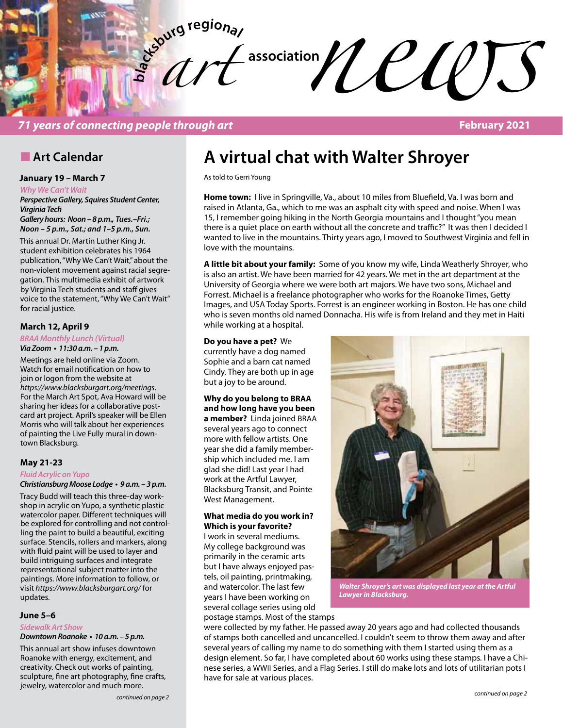# blacksburg regional art association news

*71 years of connecting people through art* — February 2021

## Art Calendar

### January 19 – March 7

*Why We Can't Wait*

***Perspective Gallery, Squires Student Center, Virginia Tech***

***Gallery hours: Noon – 8 p.m., Tues.–Fri.; Noon – 5 p.m., Sat.; and 1–5 p.m., Sun.***

This annual Dr. Martin Luther King Jr. student exhibition celebrates his 1964 publication, "Why We Can't Wait," about the non-violent movement against racial segregation. This multimedia exhibit of artwork by Virginia Tech students and staff gives voice to the statement, "Why We Can't Wait" for racial justice.

### March 12, April 9

*BRAA Monthly Lunch (Virtual)*

***Via Zoom • 11:30 a.m. – 1 p.m.***

Meetings are held online via Zoom. Watch for email notification on how to join or logon from the website at *https://www.blacksburgart.org/meetings*. For the March Art Spot, Ava Howard will be sharing her ideas for a collaborative postcard art project. April's speaker will be Ellen Morris who will talk about her experiences of painting the Live Fully mural in downtown Blacksburg.

### May 21-23

*Fluid Acrylic on Yupo*

***Christiansburg Moose Lodge • 9 a.m. – 3 p.m.***

Tracy Budd will teach this three-day workshop in acrylic on Yupo, a synthetic plastic watercolor paper. Different techniques will be explored for controlling and not controlling the paint to build a beautiful, exciting surface. Stencils, rollers and markers, along with fluid paint will be used to layer and build intriguing surfaces and integrate representational subject matter into the paintings. More information to follow, or visit *https://www.blacksburgart.org/* for updates.

### June 5–6

*Sidewalk Art Show*

***Downtown Roanoke • 10 a.m. – 5 p.m.***

This annual art show infuses downtown Roanoke with energy, excitement, and creativity. Check out works of painting, sculpture, fine art photography, fine crafts, jewelry, watercolor and much more.

*continued on page 2*

# A virtual chat with Walter Shroyer

As told to Gerri Young

**Home town:** I live in Springville, Va., about 10 miles from Bluefield, Va. I was born and raised in Atlanta, Ga., which to me was an asphalt city with speed and noise. When I was 15, I remember going hiking in the North Georgia mountains and I thought "you mean there is a quiet place on earth without all the concrete and traffic?" It was then I decided I wanted to live in the mountains. Thirty years ago, I moved to Southwest Virginia and fell in love with the mountains.

**A little bit about your family:** Some of you know my wife, Linda Weatherly Shroyer, who is also an artist. We have been married for 42 years. We met in the art department at the University of Georgia where we were both art majors. We have two sons, Michael and Forrest. Michael is a freelance photographer who works for the Roanoke Times, Getty Images, and USA Today Sports. Forrest is an engineer working in Boston. He has one child who is seven months old named Donnacha. His wife is from Ireland and they met in Haiti while working at a hospital.

**Do you have a pet?** We currently have a dog named Sophie and a barn cat named Cindy. They are both up in age but a joy to be around.

**Why do you belong to BRAA and how long have you been a member?** Linda joined BRAA several years ago to connect more with fellow artists. One year she did a family membership which included me. I am glad she did! Last year I had work at the Artful Lawyer, Blacksburg Transit, and Pointe West Management.

*Walter Shroyer's art was displayed last year at the Artful Lawyer in Blacksburg.*

**What media do you work in? Which is your favorite?** I work in several mediums. My college background was primarily in the ceramic arts but I have always enjoyed pastels, oil painting, printmaking, and watercolor. The last few years I have been working on several collage series using old postage stamps. Most of the stamps were collected by my father. He passed away 20 years ago and had collected thousands of stamps both cancelled and uncancelled. I couldn't seem to throw them away and after several years of calling my name to do something with them I started using them as a design element. So far, I have completed about 60 works using these stamps. I have a Chinese series, a WWII Series, and a Flag Series. I still do make lots and lots of utilitarian pots I have for sale at various places.

*continued on page 2*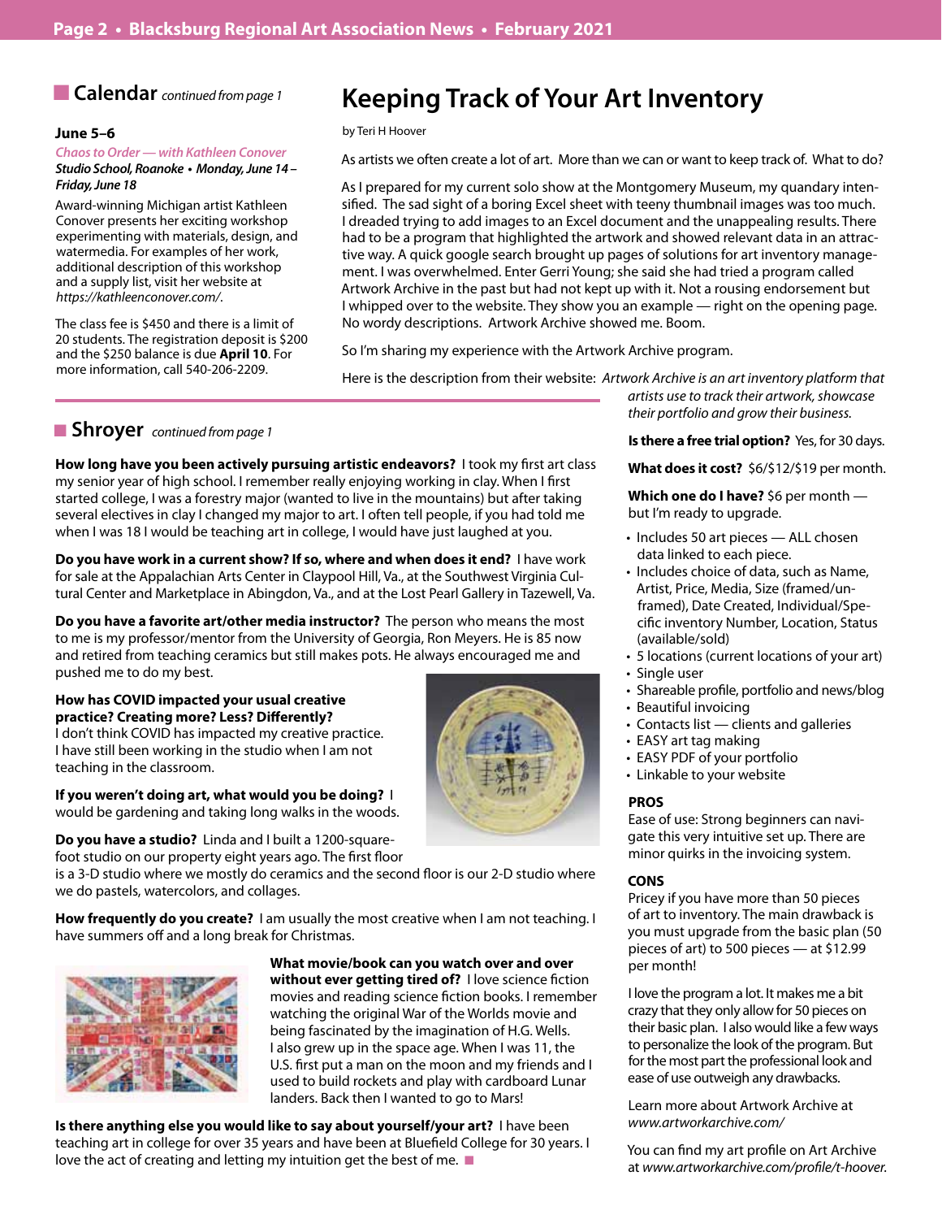## Calendar *continued from page 1*

**June 5–6**

*Chaos to Order — with Kathleen Conover*
***Studio School, Roanoke • Monday, June 14 – Friday, June 18***

Award-winning Michigan artist Kathleen Conover presents her exciting workshop experimenting with materials, design, and watermedia. For examples of her work, additional description of this workshop and a supply list, visit her website at *https://kathleenconover.com/*.

The class fee is $450 and there is a limit of 20 students. The registration deposit is $200 and the $250 balance is due **April 10**. For more information, call 540-206-2209.

## Shroyer *continued from page 1*

**How long have you been actively pursuing artistic endeavors?** I took my first art class my senior year of high school. I remember really enjoying working in clay. When I first started college, I was a forestry major (wanted to live in the mountains) but after taking several electives in clay I changed my major to art. I often tell people, if you had told me when I was 18 I would be teaching art in college, I would have just laughed at you.

**Do you have work in a current show? If so, where and when does it end?** I have work for sale at the Appalachian Arts Center in Claypool Hill, Va., at the Southwest Virginia Cultural Center and Marketplace in Abingdon, Va., and at the Lost Pearl Gallery in Tazewell, Va.

**Do you have a favorite art/other media instructor?** The person who means the most to me is my professor/mentor from the University of Georgia, Ron Meyers. He is 85 now and retired from teaching ceramics but still makes pots. He always encouraged me and pushed me to do my best.

**How has COVID impacted your usual creative practice? Creating more? Less? Differently?** I don't think COVID has impacted my creative practice. I have still been working in the studio when I am not teaching in the classroom.

**If you weren't doing art, what would you be doing?** I would be gardening and taking long walks in the woods.

**Do you have a studio?** Linda and I built a 1200-square-foot studio on our property eight years ago. The first floor is a 3-D studio where we mostly do ceramics and the second floor is our 2-D studio where we do pastels, watercolors, and collages.

**How frequently do you create?** I am usually the most creative when I am not teaching. I have summers off and a long break for Christmas.

**What movie/book can you watch over and over without ever getting tired of?** I love science fiction movies and reading science fiction books. I remember watching the original War of the Worlds movie and being fascinated by the imagination of H.G. Wells. I also grew up in the space age. When I was 11, the U.S. first put a man on the moon and my friends and I used to build rockets and play with cardboard Lunar landers. Back then I wanted to go to Mars!

**Is there anything else you would like to say about yourself/your art?** I have been teaching art in college for over 35 years and have been at Bluefield College for 30 years. I love the act of creating and letting my intuition get the best of me.

# Keeping Track of Your Art Inventory

by Teri H Hoover

As artists we often create a lot of art. More than we can or want to keep track of. What to do?

As I prepared for my current solo show at the Montgomery Museum, my quandary intensified. The sad sight of a boring Excel sheet with teeny thumbnail images was too much. I dreaded trying to add images to an Excel document and the unappealing results. There had to be a program that highlighted the artwork and showed relevant data in an attractive way. A quick google search brought up pages of solutions for art inventory management. I was overwhelmed. Enter Gerri Young; she said she had tried a program called Artwork Archive in the past but had not kept up with it. Not a rousing endorsement but I whipped over to the website. They show you an example — right on the opening page. No wordy descriptions. Artwork Archive showed me. Boom.

So I'm sharing my experience with the Artwork Archive program.

Here is the description from their website: *Artwork Archive is an art inventory platform that artists use to track their artwork, showcase their portfolio and grow their business.*

**Is there a free trial option?** Yes, for 30 days.

**What does it cost?** $6/$12/$19 per month.

**Which one do I have?** $6 per month — but I'm ready to upgrade.

- Includes 50 art pieces — ALL chosen data linked to each piece.
- Includes choice of data, such as Name, Artist, Price, Media, Size (framed/unframed), Date Created, Individual/Specific inventory Number, Location, Status (available/sold)
- 5 locations (current locations of your art)
- Single user
- Shareable profile, portfolio and news/blog
- Beautiful invoicing
- Contacts list — clients and galleries
- EASY art tag making
- EASY PDF of your portfolio
- Linkable to your website

**PROS**

Ease of use: Strong beginners can navigate this very intuitive set up. There are minor quirks in the invoicing system.

**CONS**

Pricey if you have more than 50 pieces of art to inventory. The main drawback is you must upgrade from the basic plan (50 pieces of art) to 500 pieces — at $12.99 per month!

I love the program a lot. It makes me a bit crazy that they only allow for 50 pieces on their basic plan. I also would like a few ways to personalize the look of the program. But for the most part the professional look and ease of use outweigh any drawbacks.

Learn more about Artwork Archive at *www.artworkarchive.com/*

You can find my art profile on Art Archive at *www.artworkarchive.com/profile/t-hoover.*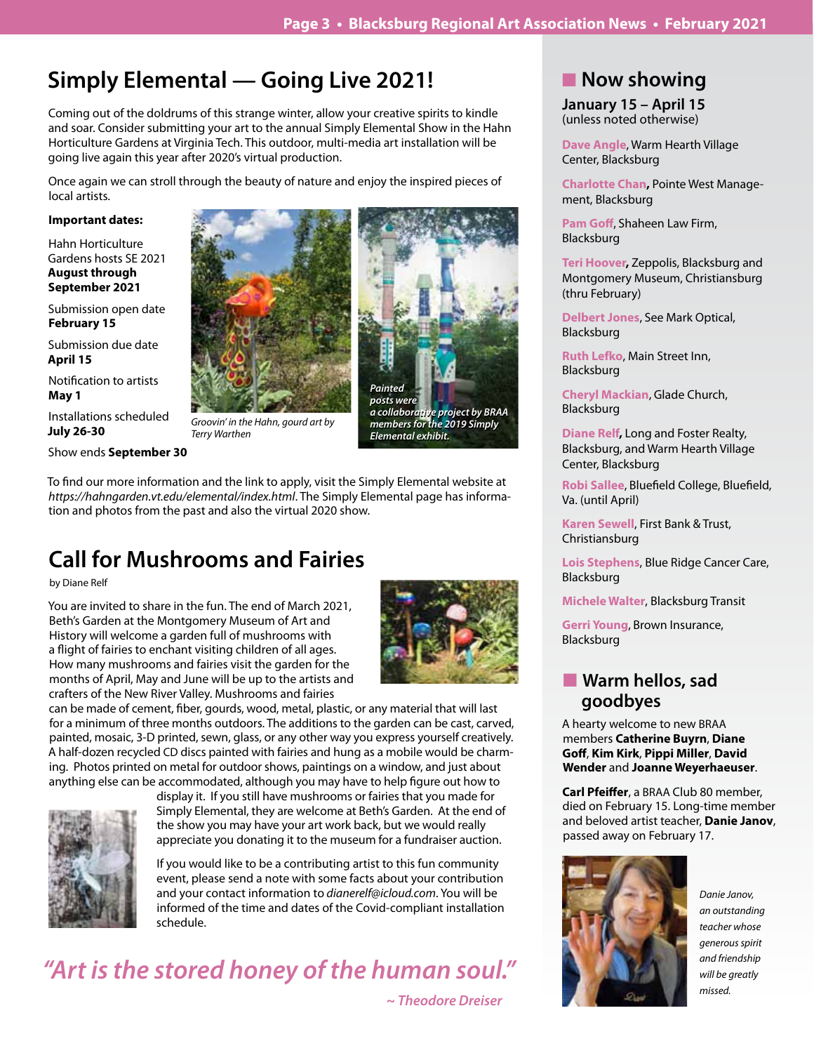# Simply Elemental — Going Live 2021!

Coming out of the doldrums of this strange winter, allow your creative spirits to kindle and soar. Consider submitting your art to the annual Simply Elemental Show in the Hahn Horticulture Gardens at Virginia Tech. This outdoor, multi-media art installation will be going live again this year after 2020's virtual production.

Once again we can stroll through the beauty of nature and enjoy the inspired pieces of local artists.

**Important dates:**

Hahn Horticulture Gardens hosts SE 2021 **August through September 2021**

Submission open date **February 15**

Submission due date **April 15**

Notification to artists **May 1**

Installations scheduled **July 26-30**

Show ends **September 30**

*Groovin' in the Hahn, gourd art by Terry Warthen*

*Painted posts were a collaborative project by BRAA members for the 2019 Simply Elemental exhibit.*

To find our more information and the link to apply, visit the Simply Elemental website at *https://hahngarden.vt.edu/elemental/index.html*. The Simply Elemental page has information and photos from the past and also the virtual 2020 show.

# Call for Mushrooms and Fairies

by Diane Relf

You are invited to share in the fun. The end of March 2021, Beth's Garden at the Montgomery Museum of Art and History will welcome a garden full of mushrooms with a flight of fairies to enchant visiting children of all ages. How many mushrooms and fairies visit the garden for the months of April, May and June will be up to the artists and crafters of the New River Valley. Mushrooms and fairies can be made of cement, fiber, gourds, wood, metal, plastic, or any material that will last for a minimum of three months outdoors. The additions to the garden can be cast, carved, painted, mosaic, 3-D printed, sewn, glass, or any other way you express yourself creatively. A half-dozen recycled CD discs painted with fairies and hung as a mobile would be charming. Photos printed on metal for outdoor shows, paintings on a window, and just about anything else can be accommodated, although you may have to help figure out how to display it. If you still have mushrooms or fairies that you made for Simply Elemental, they are welcome at Beth's Garden. At the end of the show you may have your art work back, but we would really appreciate you donating it to the museum for a fundraiser auction.

If you would like to be a contributing artist to this fun community event, please send a note with some facts about your contribution and your contact information to *dianerelf@icloud.com*. You will be informed of the time and dates of the Covid-compliant installation schedule.

*"Art is the stored honey of the human soul."*

*~ Theodore Dreiser*

## Now showing

**January 15 – April 15**
(unless noted otherwise)

**Dave Angle**, Warm Hearth Village Center, Blacksburg

**Charlotte Chan**, Pointe West Management, Blacksburg

**Pam Goff**, Shaheen Law Firm, Blacksburg

**Teri Hoover**, Zeppolis, Blacksburg and Montgomery Museum, Christiansburg (thru February)

**Delbert Jones**, See Mark Optical, Blacksburg

**Ruth Lefko**, Main Street Inn, Blacksburg

**Cheryl Mackian**, Glade Church, Blacksburg

**Diane Relf**, Long and Foster Realty, Blacksburg, and Warm Hearth Village Center, Blacksburg

**Robi Sallee**, Bluefield College, Bluefield, Va. (until April)

**Karen Sewell**, First Bank & Trust, Christiansburg

**Lois Stephens**, Blue Ridge Cancer Care, Blacksburg

**Michele Walter**, Blacksburg Transit

**Gerri Young**, Brown Insurance, Blacksburg

## Warm hellos, sad goodbyes

A hearty welcome to new BRAA members **Catherine Buyrn**, **Diane Goff**, **Kim Kirk**, **Pippi Miller**, **David Wender** and **Joanne Weyerhaeuser**.

**Carl Pfeiffer**, a BRAA Club 80 member, died on February 15. Long-time member and beloved artist teacher, **Danie Janov**, passed away on February 17.

*Danie Janov, an outstanding teacher whose generous spirit and friendship will be greatly missed.*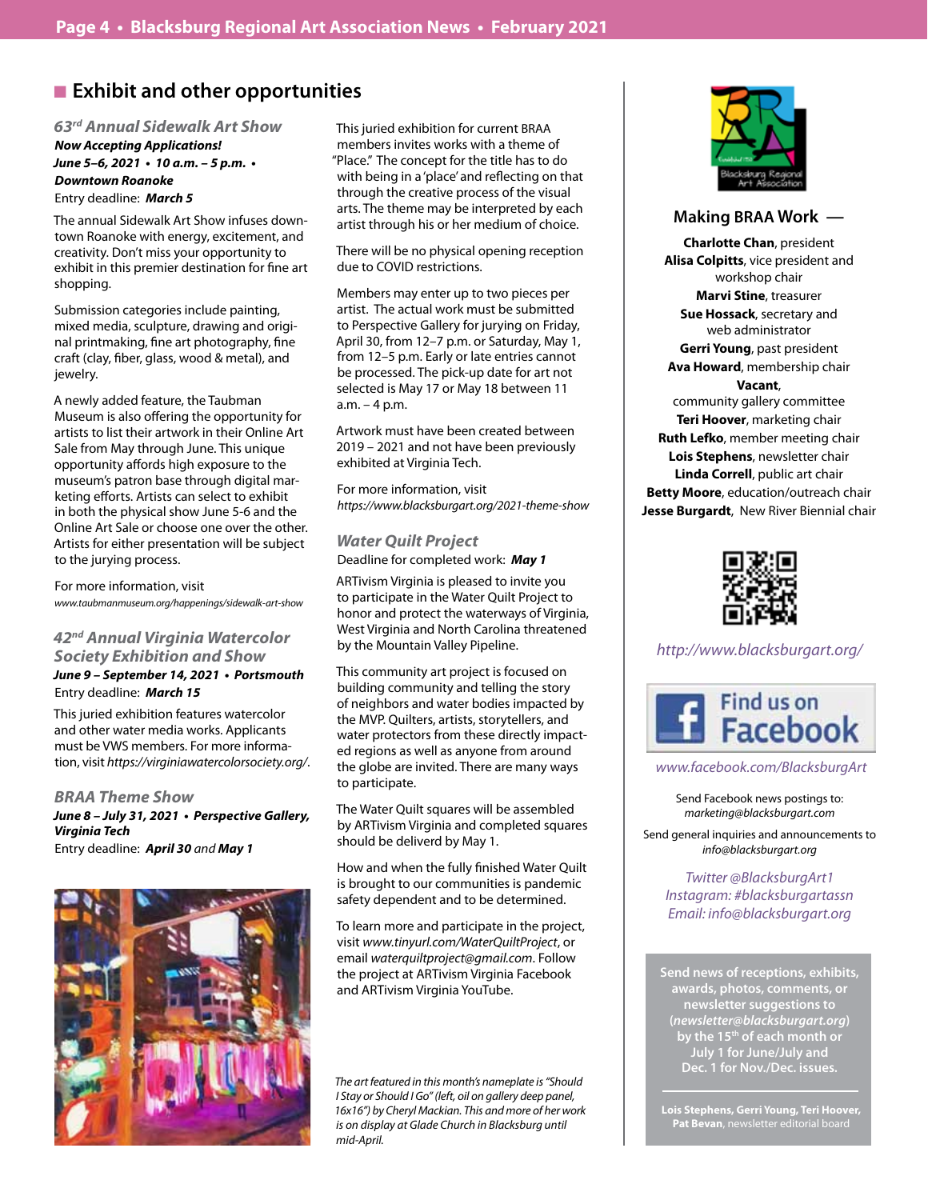## Exhibit and other opportunities

### 63rd Annual Sidewalk Art Show

***Now Accepting Applications!***
***June 5–6, 2021 • 10 a.m. – 5 p.m. • Downtown Roanoke***
Entry deadline: ***March 5***

The annual Sidewalk Art Show infuses downtown Roanoke with energy, excitement, and creativity. Don't miss your opportunity to exhibit in this premier destination for fine art shopping.

Submission categories include painting, mixed media, sculpture, drawing and original printmaking, fine art photography, fine craft (clay, fiber, glass, wood & metal), and jewelry.

A newly added feature, the Taubman Museum is also offering the opportunity for artists to list their artwork in their Online Art Sale from May through June. This unique opportunity affords high exposure to the museum's patron base through digital marketing efforts. Artists can select to exhibit in both the physical show June 5-6 and the Online Art Sale or choose one over the other. Artists for either presentation will be subject to the jurying process.

For more information, visit
*www.taubmanmuseum.org/happenings/sidewalk-art-show*

### 42nd Annual Virginia Watercolor Society Exhibition and Show

***June 9 – September 14, 2021 • Portsmouth***
Entry deadline: ***March 15***

This juried exhibition features watercolor and other water media works. Applicants must be VWS members. For more information, visit *https://virginiawatercolorsociety.org/*.

### BRAA Theme Show

***June 8 – July 31, 2021 • Perspective Gallery, Virginia Tech***
Entry deadline: ***April 30*** *and* ***May 1***

This juried exhibition for current BRAA members invites works with a theme of "Place." The concept for the title has to do with being in a 'place' and reflecting on that through the creative process of the visual arts. The theme may be interpreted by each artist through his or her medium of choice.

There will be no physical opening reception due to COVID restrictions.

Members may enter up to two pieces per artist. The actual work must be submitted to Perspective Gallery for jurying on Friday, April 30, from 12–7 p.m. or Saturday, May 1, from 12–5 p.m. Early or late entries cannot be processed. The pick-up date for art not selected is May 17 or May 18 between 11 a.m. – 4 p.m.

Artwork must have been created between 2019 – 2021 and not have been previously exhibited at Virginia Tech.

For more information, visit
*https://www.blacksburgart.org/2021-theme-show*

### Water Quilt Project

Deadline for completed work: ***May 1***

ARTivism Virginia is pleased to invite you to participate in the Water Quilt Project to honor and protect the waterways of Virginia, West Virginia and North Carolina threatened by the Mountain Valley Pipeline.

This community art project is focused on building community and telling the story of neighbors and water bodies impacted by the MVP. Quilters, artists, storytellers, and water protectors from these directly impacted regions as well as anyone from around the globe are invited. There are many ways to participate.

The Water Quilt squares will be assembled by ARTivism Virginia and completed squares should be deliverd by May 1.

How and when the fully finished Water Quilt is brought to our communities is pandemic safety dependent and to be determined.

To learn more and participate in the project, visit *www.tinyurl.com/WaterQuiltProject*, or email *waterquiltproject@gmail.com*. Follow the project at ARTivism Virginia Facebook and ARTivism Virginia YouTube.

*The art featured in this month's nameplate is "Should I Stay or Should I Go" (left, oil on gallery deep panel, 16x16") by Cheryl Mackian. This and more of her work is on display at Glade Church in Blacksburg until mid-April.*

### Making BRAA Work —

**Charlotte Chan**, president
**Alisa Colpitts**, vice president and workshop chair
**Marvi Stine**, treasurer
**Sue Hossack**, secretary and web administrator
**Gerri Young**, past president
**Ava Howard**, membership chair
**Vacant**, community gallery committee
**Teri Hoover**, marketing chair
**Ruth Lefko**, member meeting chair
**Lois Stephens**, newsletter chair
**Linda Correll**, public art chair
**Betty Moore**, education/outreach chair
**Jesse Burgardt**, New River Biennial chair

*http://www.blacksburgart.org/*

Find us on Facebook
*www.facebook.com/BlacksburgArt*

Send Facebook news postings to: *marketing@blacksburgart.com*

Send general inquiries and announcements to *info@blacksburgart.org*

*Twitter @BlacksburgArt1*
*Instagram: #blacksburgartassn*
*Email: info@blacksburgart.org*

**Send news of receptions, exhibits, awards, photos, comments, or newsletter suggestions to (*newsletter@blacksburgart.org*) by the 15th of each month or July 1 for June/July and Dec. 1 for Nov./Dec. issues.**

**Lois Stephens, Gerri Young, Teri Hoover, Pat Bevan**, newsletter editorial board